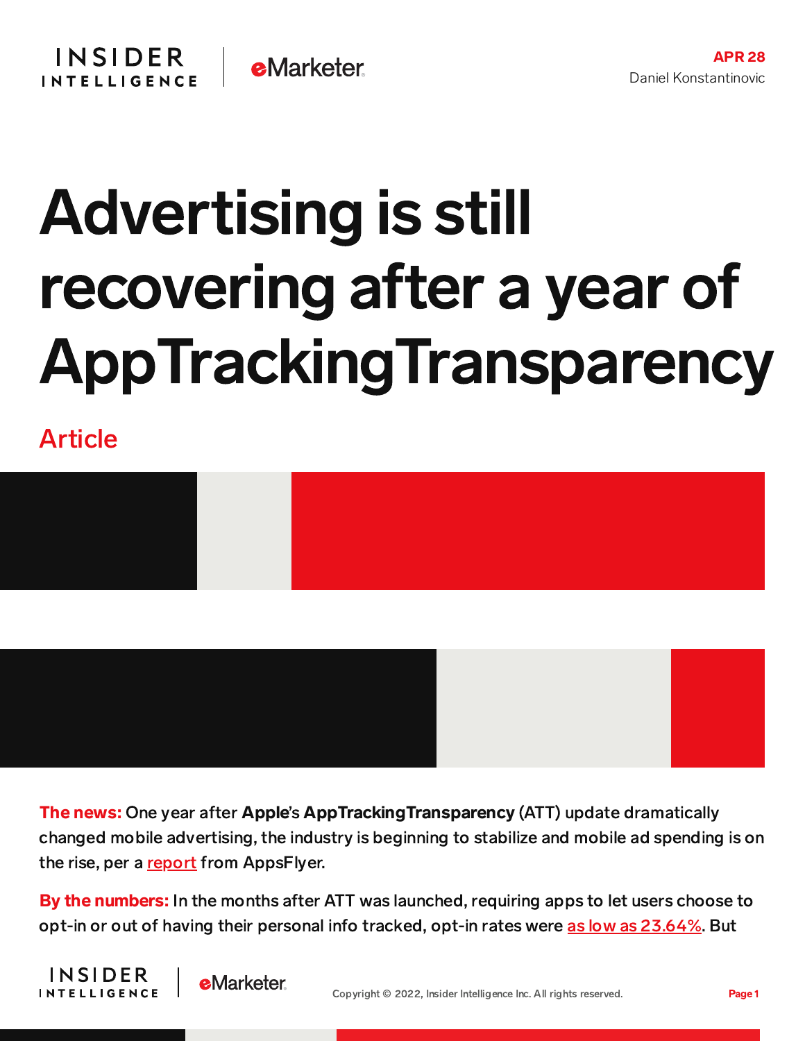APR 28
Daniel Konstantinovic

# Advertising is still recovering after a year of AppTrackingTransparency

Article

**The news:** One year after **Apple**'s **AppTrackingTransparency** (ATT) update dramatically changed mobile advertising, the industry is beginning to stabilize and mobile ad spending is on the rise, per a report from AppsFlyer.

**By the numbers:** In the months after ATT was launched, requiring apps to let users choose to opt-in or out of having their personal info tracked, opt-in rates were as low as 23.64%. But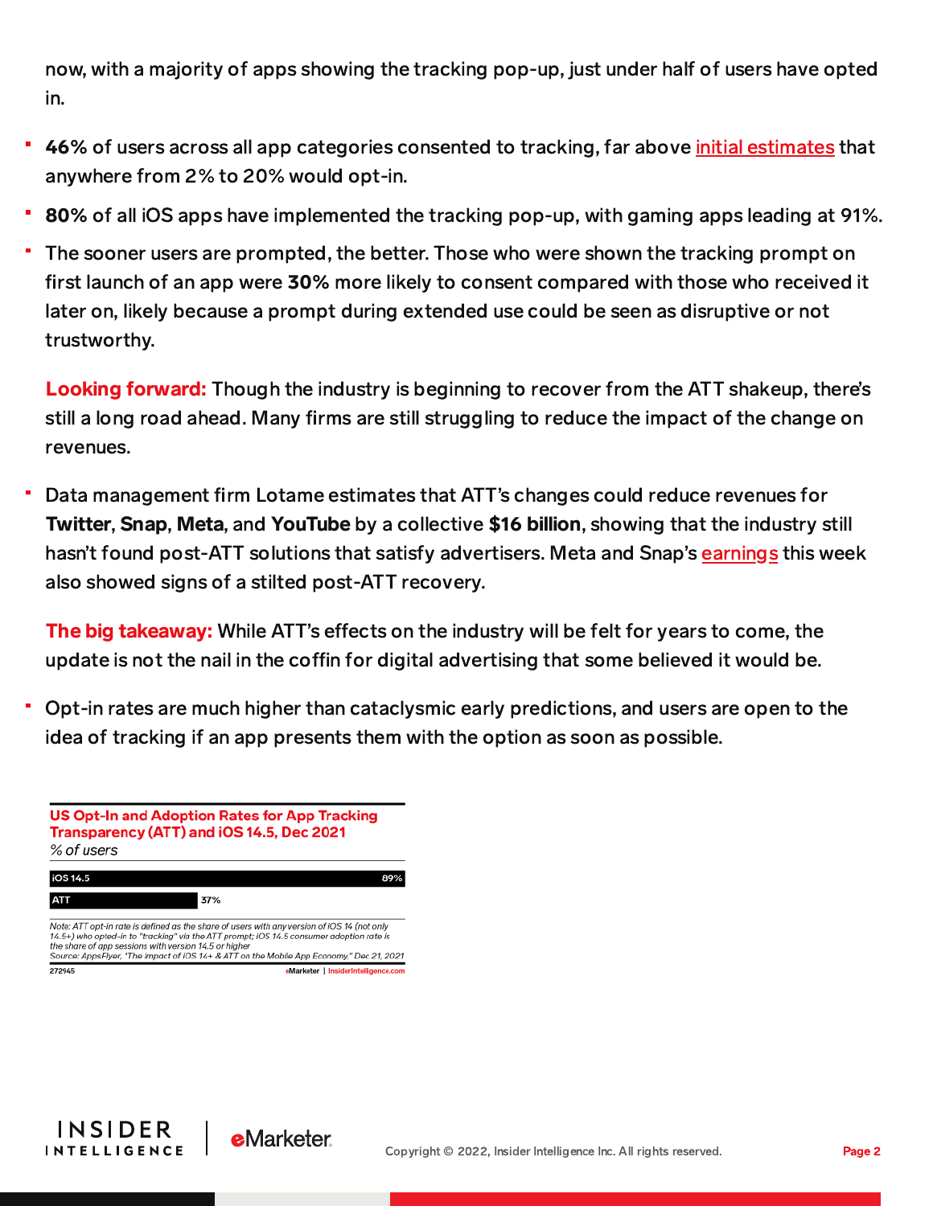now, with a majority of apps showing the tracking pop-up, just under half of users have opted in.

- **46%** of users across all app categories consented to tracking, far above initial estimates that anywhere from 2% to 20% would opt-in.
- **80%** of all iOS apps have implemented the tracking pop-up, with gaming apps leading at 91%.
- The sooner users are prompted, the better. Those who were shown the tracking prompt on first launch of an app were **30%** more likely to consent compared with those who received it later on, likely because a prompt during extended use could be seen as disruptive or not trustworthy.

**Looking forward:** Though the industry is beginning to recover from the ATT shakeup, there's still a long road ahead. Many firms are still struggling to reduce the impact of the change on revenues.

- Data management firm Lotame estimates that ATT's changes could reduce revenues for **Twitter**, **Snap**, **Meta**, and **YouTube** by a collective **$16 billion**, showing that the industry still hasn't found post-ATT solutions that satisfy advertisers. Meta and Snap's earnings this week also showed signs of a stilted post-ATT recovery.

**The big takeaway:** While ATT's effects on the industry will be felt for years to come, the update is not the nail in the coffin for digital advertising that some believed it would be.

- Opt-in rates are much higher than cataclysmic early predictions, and users are open to the idea of tracking if an app presents them with the option as soon as possible.

**US Opt-In and Adoption Rates for App Tracking Transparency (ATT) and iOS 14.5, Dec 2021**
*% of users*

iOS 14.5 89%
ATT 37%

*Note: ATT opt-in rate is defined as the share of users with any version of iOS 14 (not only 14.5+) who opted-in to "tracking" via the ATT prompt; iOS 14.5 consumer adoption rate is the share of app sessions with version 14.5 or higher*
*Source: AppsFlyer, "The Impact of iOS 14+ & ATT on the Mobile App Economy," Dec 21, 2021*
272945 eMarketer | InsiderIntelligence.com